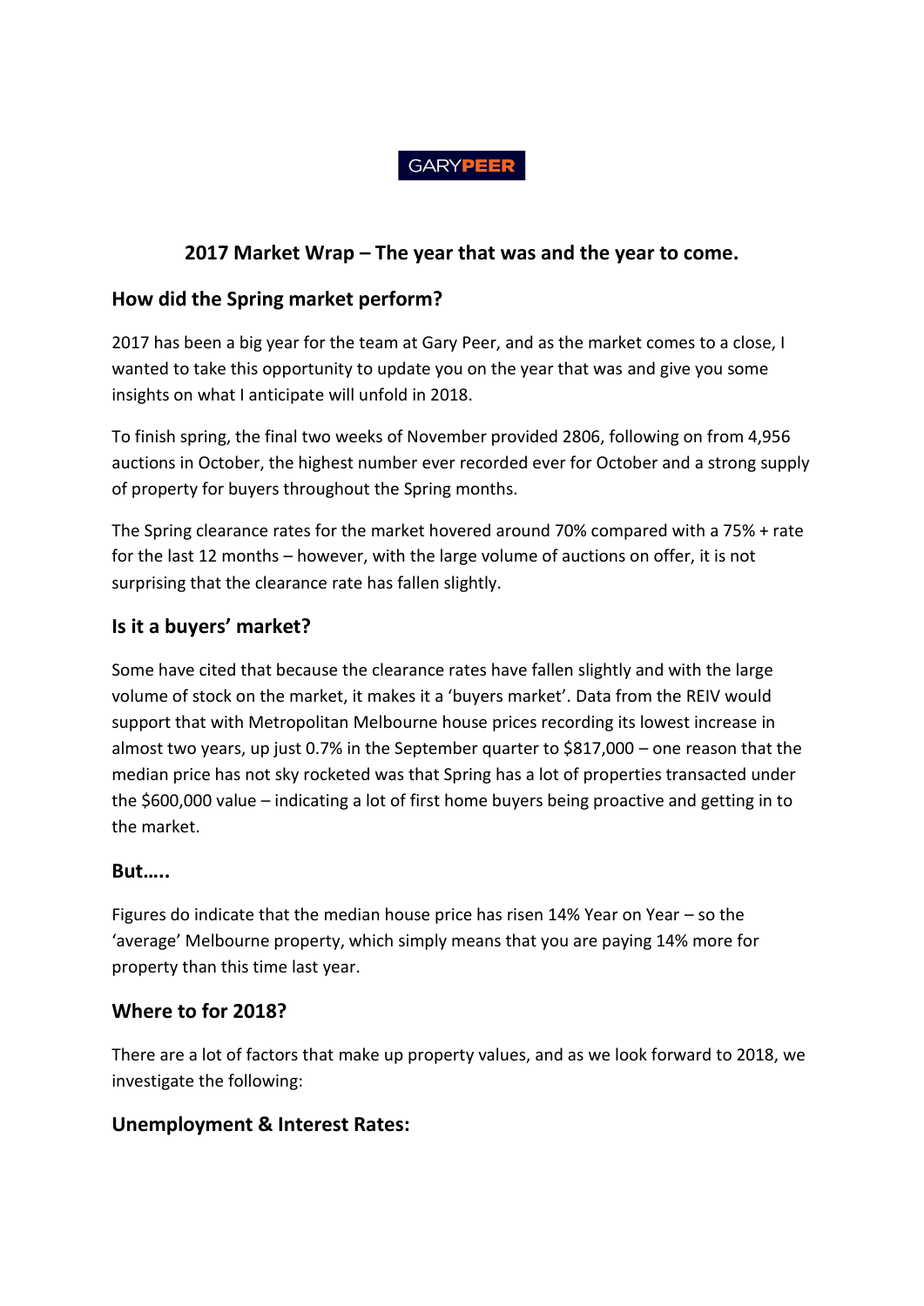GARYPEER

# 2017 Market Wrap – The year that was and the year to come.

## How did the Spring market perform?

2017 has been a big year for the team at Gary Peer, and as the market comes to a close, I wanted to take this opportunity to update you on the year that was and give you some insights on what I anticipate will unfold in 2018.

To finish spring, the final two weeks of November provided 2806, following on from 4,956 auctions in October, the highest number ever recorded ever for October and a strong supply of property for buyers throughout the Spring months.

The Spring clearance rates for the market hovered around 70% compared with a 75% + rate for the last 12 months – however, with the large volume of auctions on offer, it is not surprising that the clearance rate has fallen slightly.

## Is it a buyers' market?

Some have cited that because the clearance rates have fallen slightly and with the large volume of stock on the market, it makes it a 'buyers market'. Data from the REIV would support that with Metropolitan Melbourne house prices recording its lowest increase in almost two years, up just 0.7% in the September quarter to $817,000 – one reason that the median price has not sky rocketed was that Spring has a lot of properties transacted under the $600,000 value – indicating a lot of first home buyers being proactive and getting in to the market.

### But…..

Figures do indicate that the median house price has risen 14% Year on Year – so the 'average' Melbourne property, which simply means that you are paying 14% more for property than this time last year.

## Where to for 2018?

There are a lot of factors that make up property values, and as we look forward to 2018, we investigate the following:

## Unemployment & Interest Rates: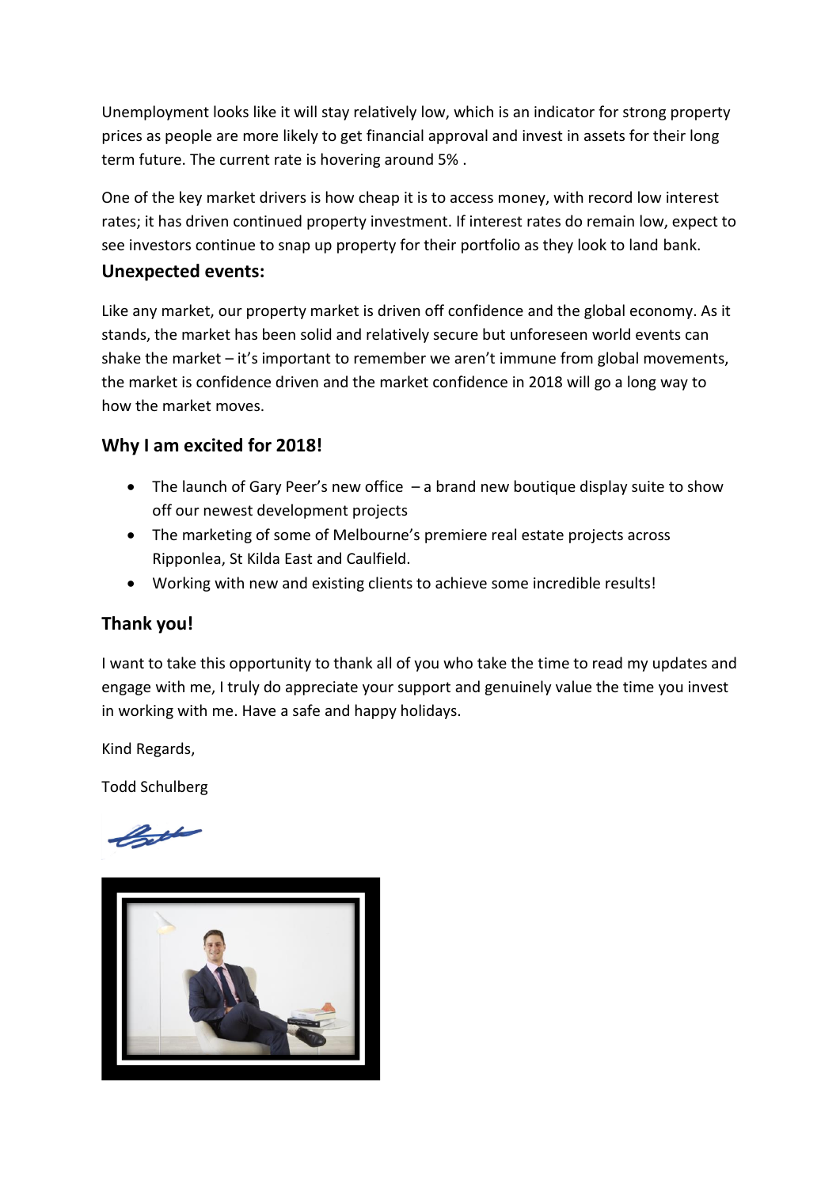Unemployment looks like it will stay relatively low, which is an indicator for strong property prices as people are more likely to get financial approval and invest in assets for their long term future. The current rate is hovering around 5% .

One of the key market drivers is how cheap it is to access money, with record low interest rates; it has driven continued property investment. If interest rates do remain low, expect to see investors continue to snap up property for their portfolio as they look to land bank.

### Unexpected events:

Like any market, our property market is driven off confidence and the global economy. As it stands, the market has been solid and relatively secure but unforeseen world events can shake the market – it's important to remember we aren't immune from global movements, the market is confidence driven and the market confidence in 2018 will go a long way to how the market moves.

### Why I am excited for 2018!

- The launch of Gary Peer's new office – a brand new boutique display suite to show off our newest development projects
- The marketing of some of Melbourne's premiere real estate projects across Ripponlea, St Kilda East and Caulfield.
- Working with new and existing clients to achieve some incredible results!

### Thank you!

I want to take this opportunity to thank all of you who take the time to read my updates and engage with me, I truly do appreciate your support and genuinely value the time you invest in working with me. Have a safe and happy holidays.

Kind Regards,

Todd Schulberg